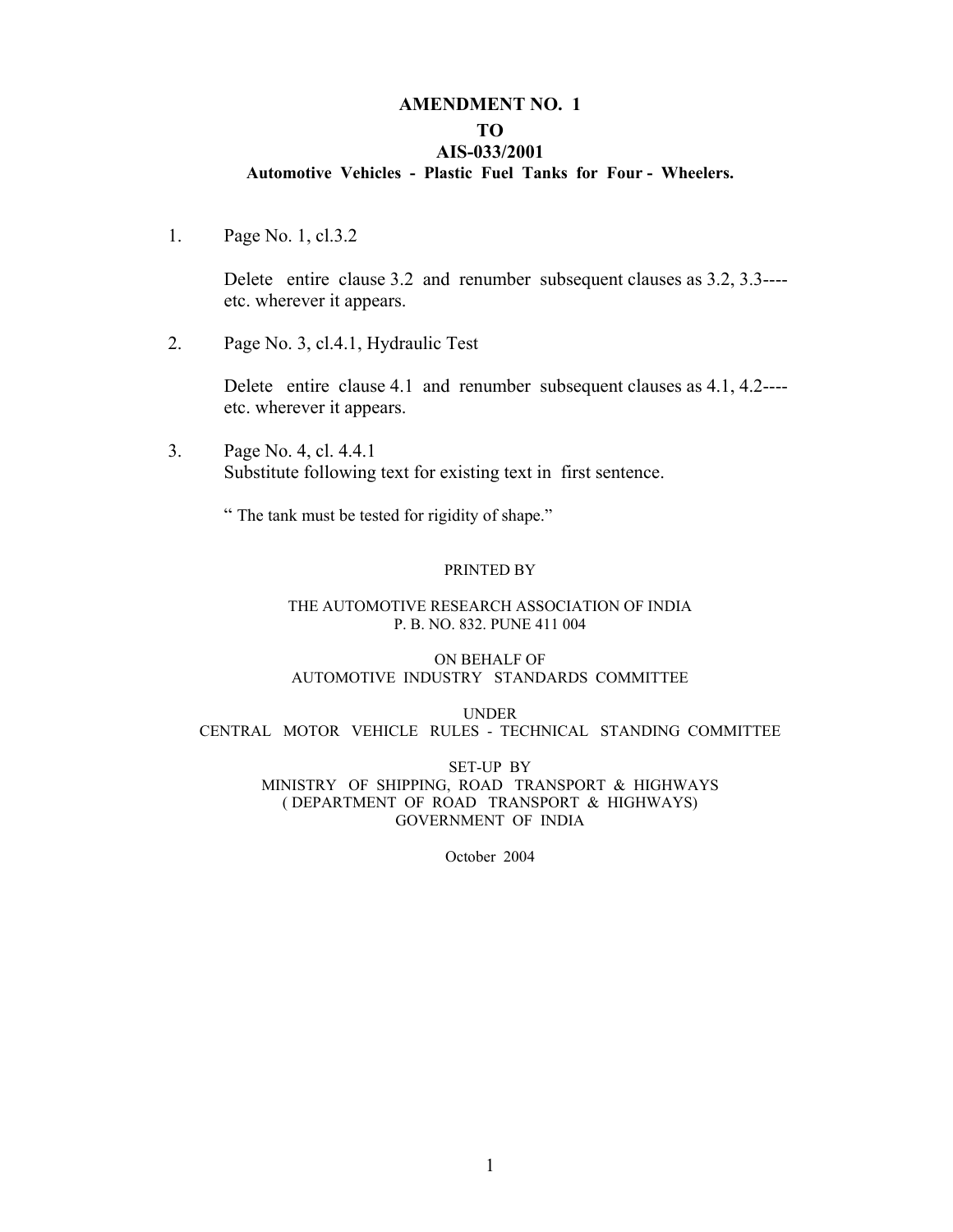# AMENDMENT NO. 1

# TO

# AIS-033/2001

**Automotive Vehicles - Plastic Fuel Tanks for Four - Wheelers.**

1. Page No. 1, cl.3.2

   Delete entire clause 3.2 and renumber subsequent clauses as 3.2, 3.3---- etc. wherever it appears.

2. Page No. 3, cl.4.1, Hydraulic Test

   Delete entire clause 4.1 and renumber subsequent clauses as 4.1, 4.2---- etc. wherever it appears.

3. Page No. 4, cl. 4.4.1
   Substitute following text for existing text in first sentence.

   " The tank must be tested for rigidity of shape."

PRINTED BY

THE AUTOMOTIVE RESEARCH ASSOCIATION OF INDIA
P. B. NO. 832. PUNE 411 004

ON BEHALF OF
AUTOMOTIVE INDUSTRY STANDARDS COMMITTEE

UNDER
CENTRAL MOTOR VEHICLE RULES - TECHNICAL STANDING COMMITTEE

SET-UP BY
MINISTRY OF SHIPPING, ROAD TRANSPORT & HIGHWAYS
( DEPARTMENT OF ROAD TRANSPORT & HIGHWAYS)
GOVERNMENT OF INDIA

October 2004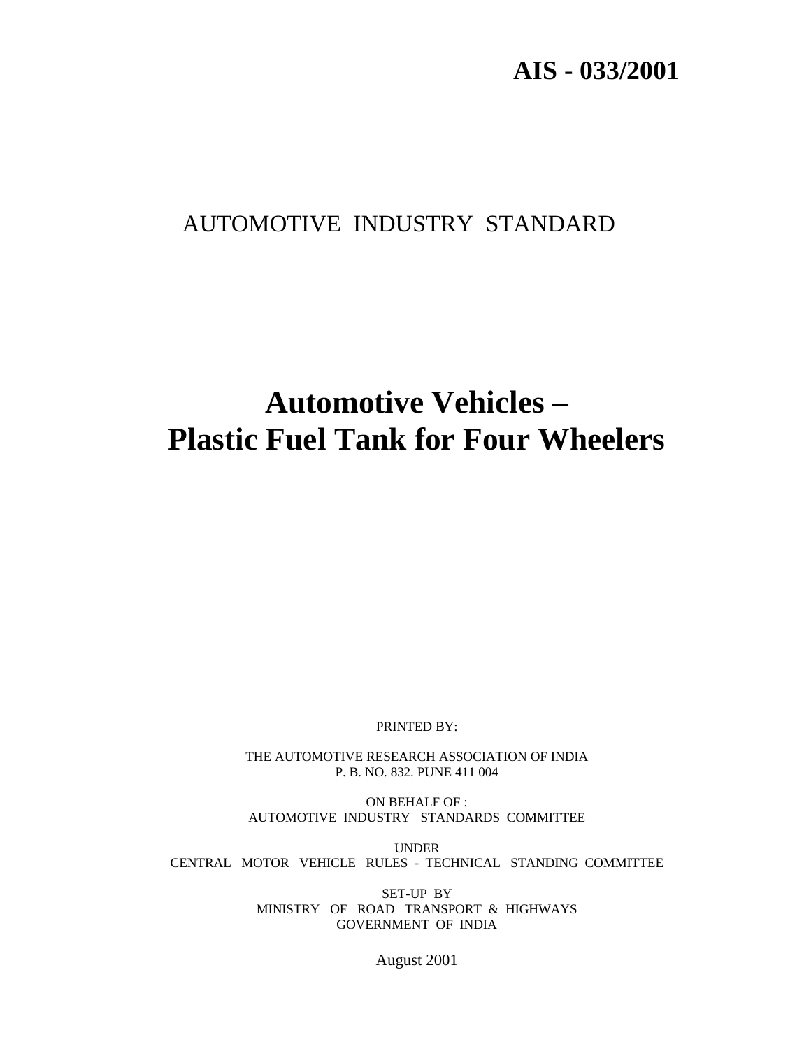**AIS - 033/2001**

AUTOMOTIVE INDUSTRY STANDARD

# Automotive Vehicles – Plastic Fuel Tank for Four Wheelers

PRINTED BY:

THE AUTOMOTIVE RESEARCH ASSOCIATION OF INDIA
P. B. NO. 832. PUNE 411 004

ON BEHALF OF :
AUTOMOTIVE INDUSTRY STANDARDS COMMITTEE

UNDER
CENTRAL MOTOR VEHICLE RULES - TECHNICAL STANDING COMMITTEE

SET-UP BY
MINISTRY OF ROAD TRANSPORT & HIGHWAYS
GOVERNMENT OF INDIA

August 2001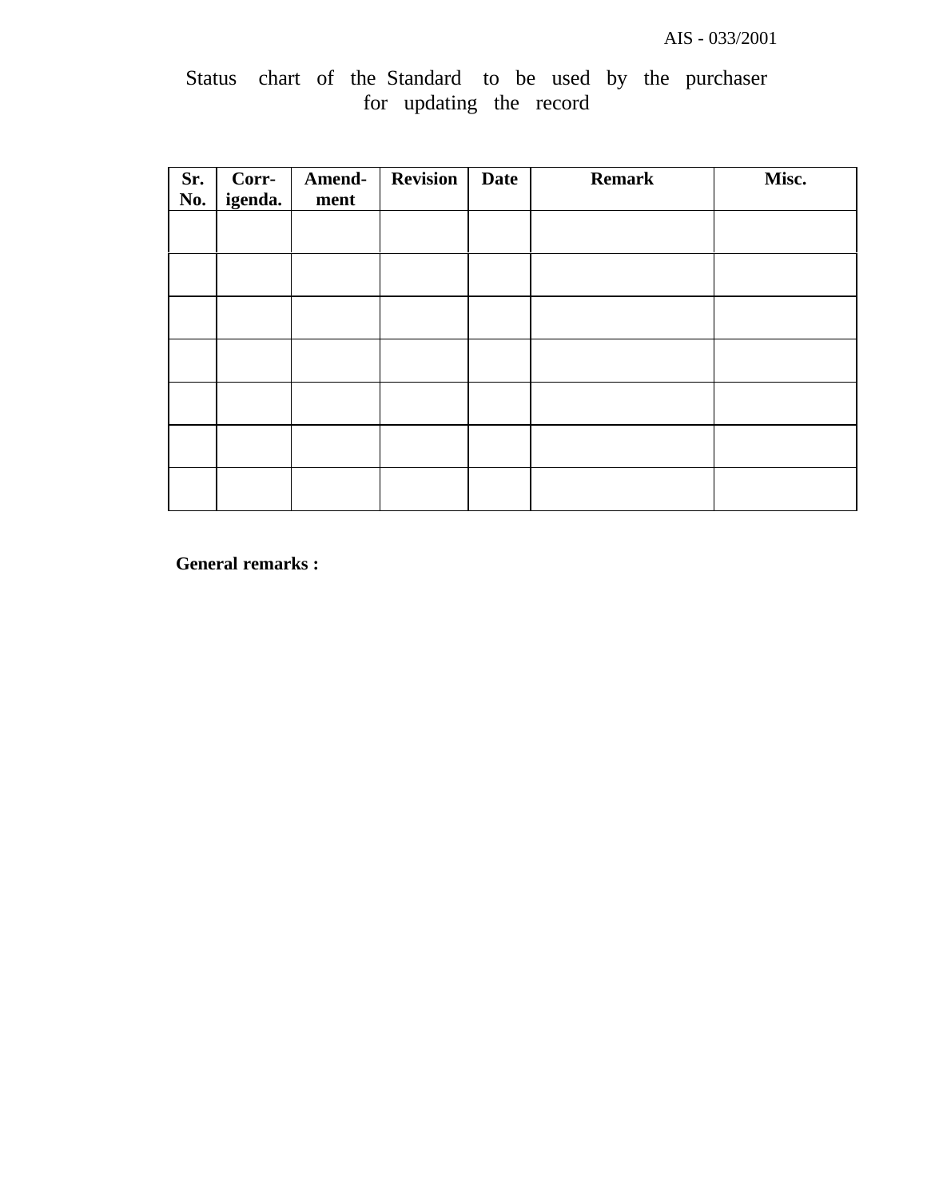Status chart of the Standard to be used by the purchaser for updating the record

| Sr. No. | Corr-igenda. | Amend-ment | Revision | Date | Remark | Misc. |
|---|---|---|---|---|---|---|
| | | | | | | |
| | | | | | | |
| | | | | | | |
| | | | | | | |
| | | | | | | |
| | | | | | | |
| | | | | | | |

**General remarks :**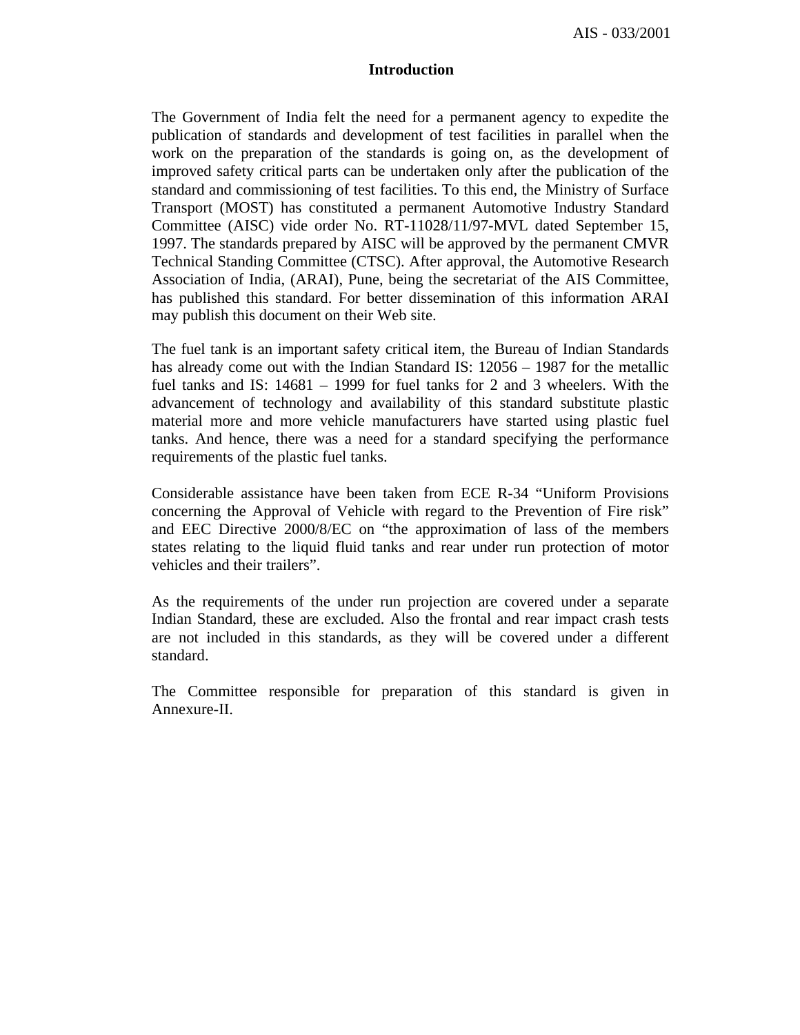## Introduction

The Government of India felt the need for a permanent agency to expedite the publication of standards and development of test facilities in parallel when the work on the preparation of the standards is going on, as the development of improved safety critical parts can be undertaken only after the publication of the standard and commissioning of test facilities. To this end, the Ministry of Surface Transport (MOST) has constituted a permanent Automotive Industry Standard Committee (AISC) vide order No. RT-11028/11/97-MVL dated September 15, 1997. The standards prepared by AISC will be approved by the permanent CMVR Technical Standing Committee (CTSC). After approval, the Automotive Research Association of India, (ARAI), Pune, being the secretariat of the AIS Committee, has published this standard. For better dissemination of this information ARAI may publish this document on their Web site.

The fuel tank is an important safety critical item, the Bureau of Indian Standards has already come out with the Indian Standard IS: 12056 – 1987 for the metallic fuel tanks and IS: 14681 – 1999 for fuel tanks for 2 and 3 wheelers. With the advancement of technology and availability of this standard substitute plastic material more and more vehicle manufacturers have started using plastic fuel tanks. And hence, there was a need for a standard specifying the performance requirements of the plastic fuel tanks.

Considerable assistance have been taken from ECE R-34 "Uniform Provisions concerning the Approval of Vehicle with regard to the Prevention of Fire risk" and EEC Directive 2000/8/EC on "the approximation of lass of the members states relating to the liquid fluid tanks and rear under run protection of motor vehicles and their trailers".

As the requirements of the under run projection are covered under a separate Indian Standard, these are excluded. Also the frontal and rear impact crash tests are not included in this standards, as they will be covered under a different standard.

The Committee responsible for preparation of this standard is given in Annexure-II.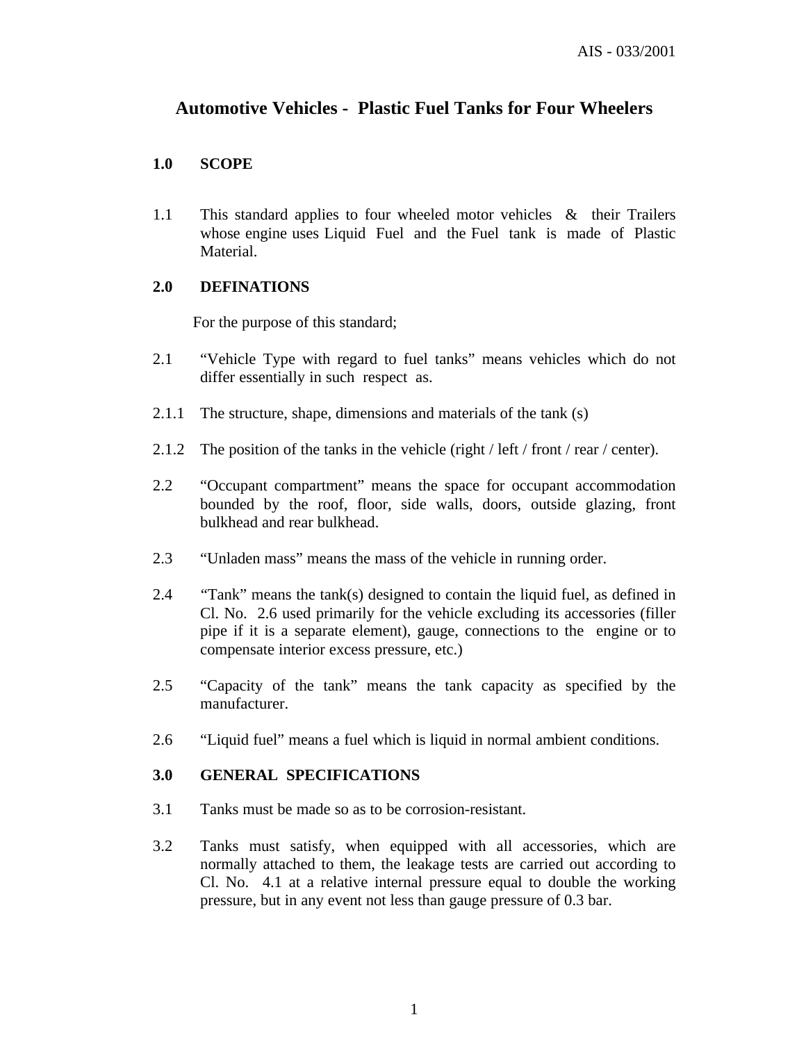# Automotive Vehicles - Plastic Fuel Tanks for Four Wheelers

## 1.0 SCOPE

1.1 This standard applies to four wheeled motor vehicles & their Trailers whose engine uses Liquid Fuel and the Fuel tank is made of Plastic Material.

## 2.0 DEFINATIONS

For the purpose of this standard;

2.1 "Vehicle Type with regard to fuel tanks" means vehicles which do not differ essentially in such respect as.

2.1.1 The structure, shape, dimensions and materials of the tank (s)

2.1.2 The position of the tanks in the vehicle (right / left / front / rear / center).

2.2 "Occupant compartment" means the space for occupant accommodation bounded by the roof, floor, side walls, doors, outside glazing, front bulkhead and rear bulkhead.

2.3 "Unladen mass" means the mass of the vehicle in running order.

2.4 "Tank" means the tank(s) designed to contain the liquid fuel, as defined in Cl. No. 2.6 used primarily for the vehicle excluding its accessories (filler pipe if it is a separate element), gauge, connections to the engine or to compensate interior excess pressure, etc.)

2.5 "Capacity of the tank" means the tank capacity as specified by the manufacturer.

2.6 "Liquid fuel" means a fuel which is liquid in normal ambient conditions.

## 3.0 GENERAL SPECIFICATIONS

3.1 Tanks must be made so as to be corrosion-resistant.

3.2 Tanks must satisfy, when equipped with all accessories, which are normally attached to them, the leakage tests are carried out according to Cl. No. 4.1 at a relative internal pressure equal to double the working pressure, but in any event not less than gauge pressure of 0.3 bar.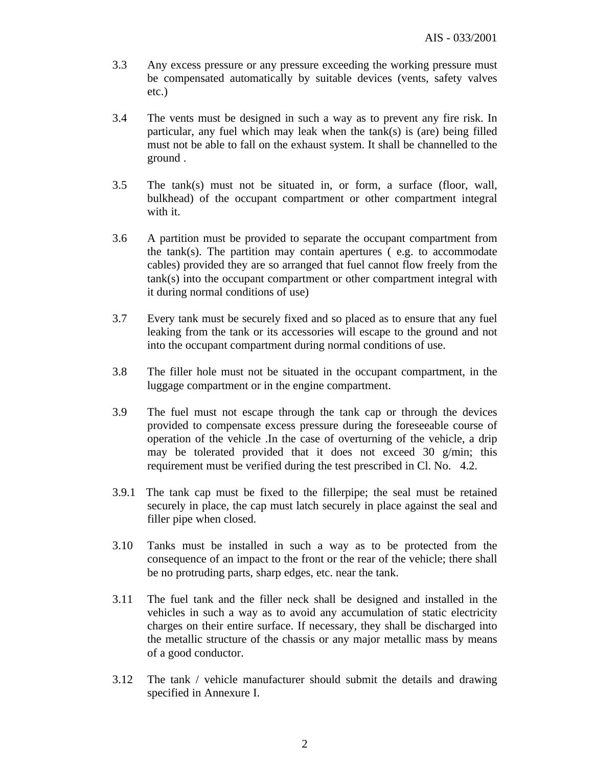3.3 Any excess pressure or any pressure exceeding the working pressure must be compensated automatically by suitable devices (vents, safety valves etc.)

3.4 The vents must be designed in such a way as to prevent any fire risk. In particular, any fuel which may leak when the tank(s) is (are) being filled must not be able to fall on the exhaust system. It shall be channelled to the ground .

3.5 The tank(s) must not be situated in, or form, a surface (floor, wall, bulkhead) of the occupant compartment or other compartment integral with it.

3.6 A partition must be provided to separate the occupant compartment from the tank(s). The partition may contain apertures ( e.g. to accommodate cables) provided they are so arranged that fuel cannot flow freely from the tank(s) into the occupant compartment or other compartment integral with it during normal conditions of use)

3.7 Every tank must be securely fixed and so placed as to ensure that any fuel leaking from the tank or its accessories will escape to the ground and not into the occupant compartment during normal conditions of use.

3.8 The filler hole must not be situated in the occupant compartment, in the luggage compartment or in the engine compartment.

3.9 The fuel must not escape through the tank cap or through the devices provided to compensate excess pressure during the foreseeable course of operation of the vehicle .In the case of overturning of the vehicle, a drip may be tolerated provided that it does not exceed 30 g/min; this requirement must be verified during the test prescribed in Cl. No. 4.2.

3.9.1 The tank cap must be fixed to the fillerpipe; the seal must be retained securely in place, the cap must latch securely in place against the seal and filler pipe when closed.

3.10 Tanks must be installed in such a way as to be protected from the consequence of an impact to the front or the rear of the vehicle; there shall be no protruding parts, sharp edges, etc. near the tank.

3.11 The fuel tank and the filler neck shall be designed and installed in the vehicles in such a way as to avoid any accumulation of static electricity charges on their entire surface. If necessary, they shall be discharged into the metallic structure of the chassis or any major metallic mass by means of a good conductor.

3.12 The tank / vehicle manufacturer should submit the details and drawing specified in Annexure I.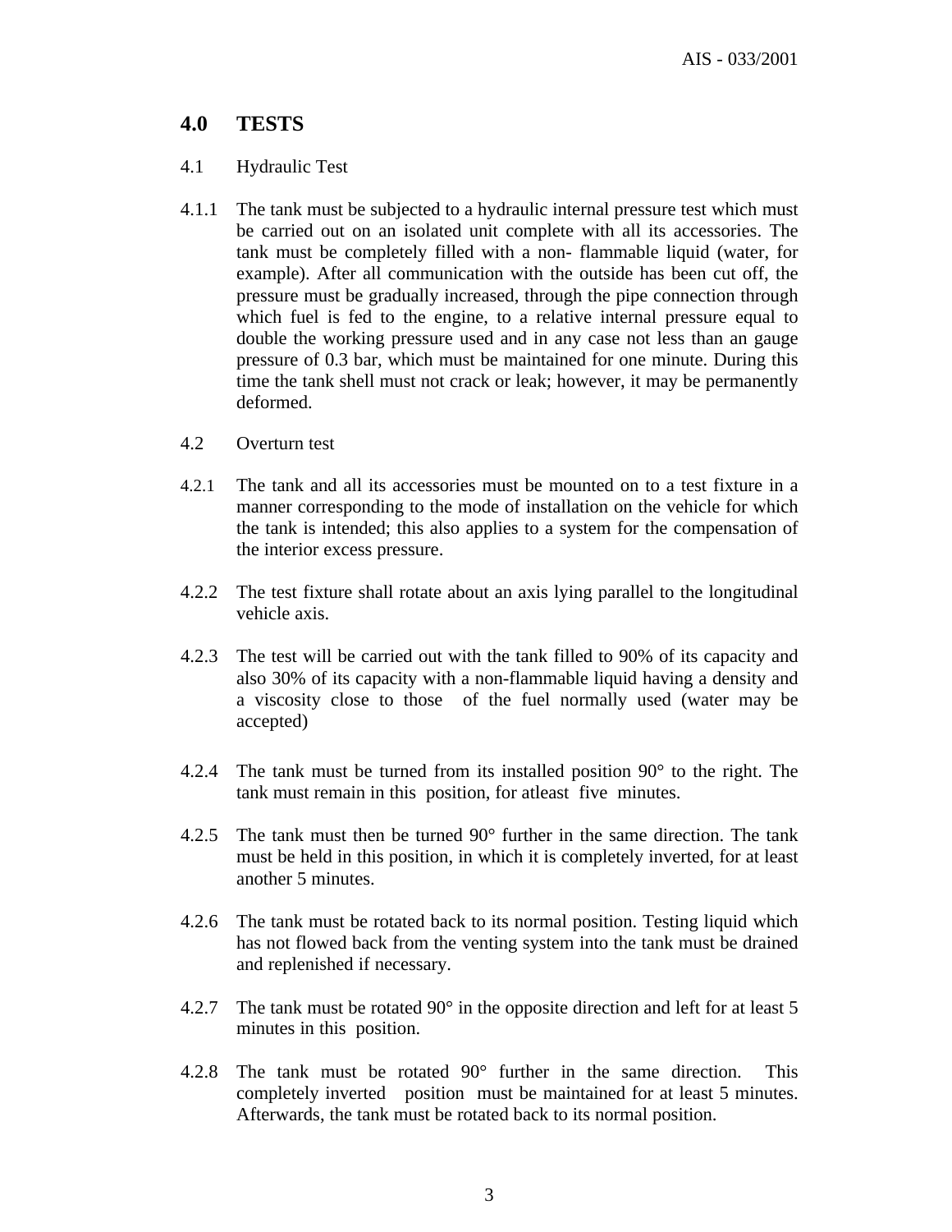## 4.0 TESTS

4.1 Hydraulic Test

4.1.1 The tank must be subjected to a hydraulic internal pressure test which must be carried out on an isolated unit complete with all its accessories. The tank must be completely filled with a non- flammable liquid (water, for example). After all communication with the outside has been cut off, the pressure must be gradually increased, through the pipe connection through which fuel is fed to the engine, to a relative internal pressure equal to double the working pressure used and in any case not less than an gauge pressure of 0.3 bar, which must be maintained for one minute. During this time the tank shell must not crack or leak; however, it may be permanently deformed.

4.2 Overturn test

4.2.1 The tank and all its accessories must be mounted on to a test fixture in a manner corresponding to the mode of installation on the vehicle for which the tank is intended; this also applies to a system for the compensation of the interior excess pressure.

4.2.2 The test fixture shall rotate about an axis lying parallel to the longitudinal vehicle axis.

4.2.3 The test will be carried out with the tank filled to 90% of its capacity and also 30% of its capacity with a non-flammable liquid having a density and a viscosity close to those of the fuel normally used (water may be accepted)

4.2.4 The tank must be turned from its installed position 90° to the right. The tank must remain in this position, for atleast five minutes.

4.2.5 The tank must then be turned 90° further in the same direction. The tank must be held in this position, in which it is completely inverted, for at least another 5 minutes.

4.2.6 The tank must be rotated back to its normal position. Testing liquid which has not flowed back from the venting system into the tank must be drained and replenished if necessary.

4.2.7 The tank must be rotated 90° in the opposite direction and left for at least 5 minutes in this position.

4.2.8 The tank must be rotated 90° further in the same direction. This completely inverted position must be maintained for at least 5 minutes. Afterwards, the tank must be rotated back to its normal position.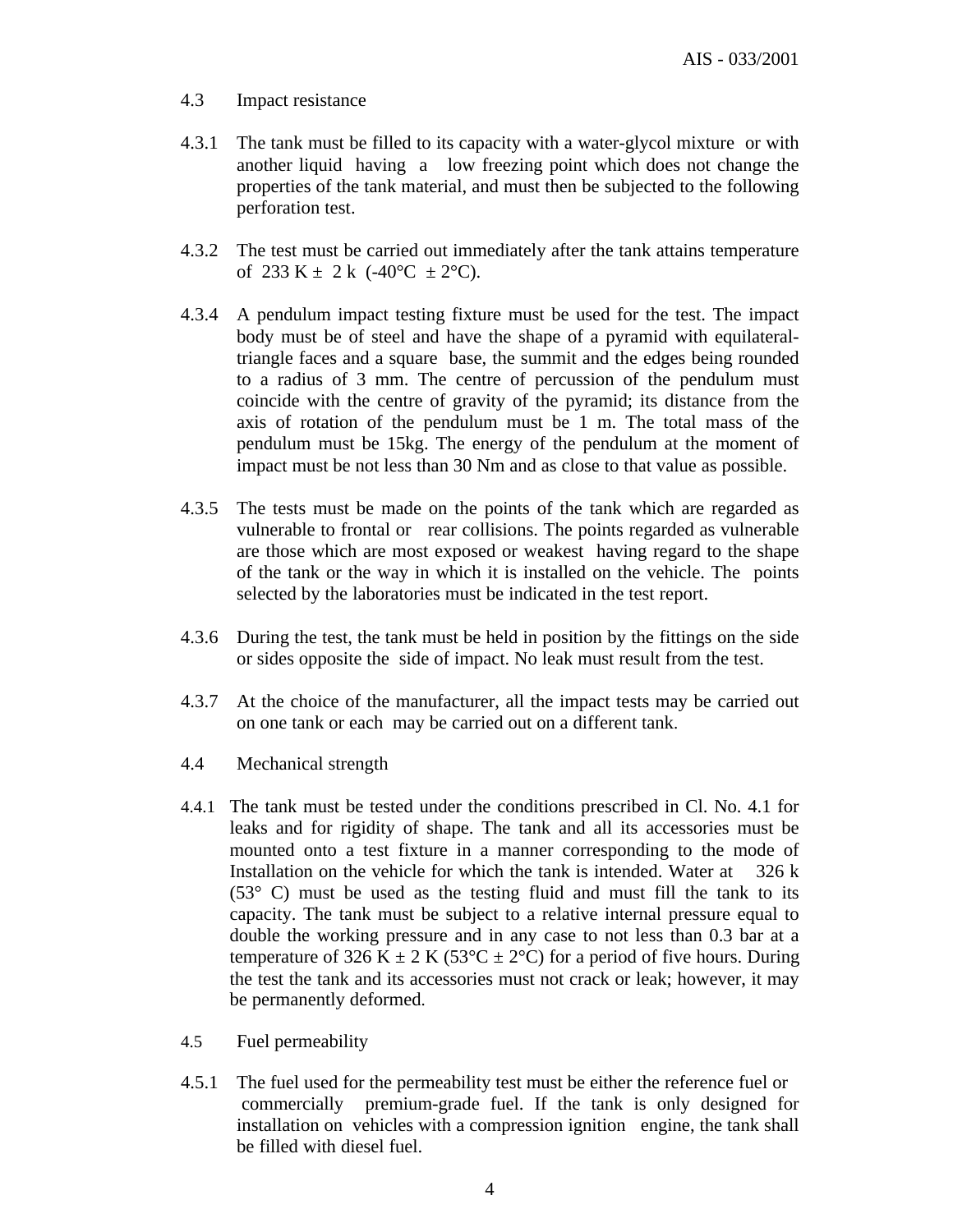4.3 Impact resistance

4.3.1 The tank must be filled to its capacity with a water-glycol mixture or with another liquid having a low freezing point which does not change the properties of the tank material, and must then be subjected to the following perforation test.

4.3.2 The test must be carried out immediately after the tank attains temperature of 233 K ± 2 k (-40°C ± 2°C).

4.3.4 A pendulum impact testing fixture must be used for the test. The impact body must be of steel and have the shape of a pyramid with equilateral-triangle faces and a square base, the summit and the edges being rounded to a radius of 3 mm. The centre of percussion of the pendulum must coincide with the centre of gravity of the pyramid; its distance from the axis of rotation of the pendulum must be 1 m. The total mass of the pendulum must be 15kg. The energy of the pendulum at the moment of impact must be not less than 30 Nm and as close to that value as possible.

4.3.5 The tests must be made on the points of the tank which are regarded as vulnerable to frontal or rear collisions. The points regarded as vulnerable are those which are most exposed or weakest having regard to the shape of the tank or the way in which it is installed on the vehicle. The points selected by the laboratories must be indicated in the test report.

4.3.6 During the test, the tank must be held in position by the fittings on the side or sides opposite the side of impact. No leak must result from the test.

4.3.7 At the choice of the manufacturer, all the impact tests may be carried out on one tank or each may be carried out on a different tank.

4.4 Mechanical strength

4.4.1 The tank must be tested under the conditions prescribed in Cl. No. 4.1 for leaks and for rigidity of shape. The tank and all its accessories must be mounted onto a test fixture in a manner corresponding to the mode of Installation on the vehicle for which the tank is intended. Water at 326 k (53° C) must be used as the testing fluid and must fill the tank to its capacity. The tank must be subject to a relative internal pressure equal to double the working pressure and in any case to not less than 0.3 bar at a temperature of 326 K ± 2 K (53°C ± 2°C) for a period of five hours. During the test the tank and its accessories must not crack or leak; however, it may be permanently deformed.

4.5 Fuel permeability

4.5.1 The fuel used for the permeability test must be either the reference fuel or commercially premium-grade fuel. If the tank is only designed for installation on vehicles with a compression ignition engine, the tank shall be filled with diesel fuel.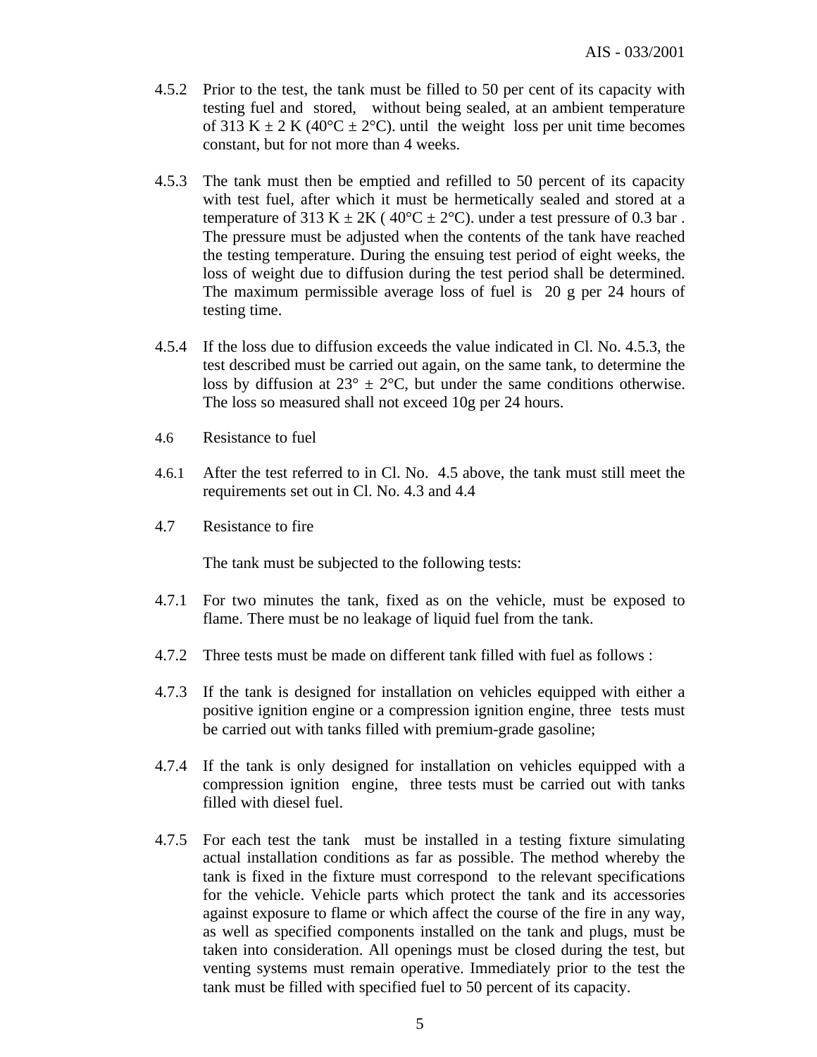4.5.2 Prior to the test, the tank must be filled to 50 per cent of its capacity with testing fuel and stored, without being sealed, at an ambient temperature of 313 K ± 2 K (40°C ± 2°C). until the weight loss per unit time becomes constant, but for not more than 4 weeks.

4.5.3 The tank must then be emptied and refilled to 50 percent of its capacity with test fuel, after which it must be hermetically sealed and stored at a temperature of 313 K ± 2K ( 40°C ± 2°C). under a test pressure of 0.3 bar . The pressure must be adjusted when the contents of the tank have reached the testing temperature. During the ensuing test period of eight weeks, the loss of weight due to diffusion during the test period shall be determined. The maximum permissible average loss of fuel is 20 g per 24 hours of testing time.

4.5.4 If the loss due to diffusion exceeds the value indicated in Cl. No. 4.5.3, the test described must be carried out again, on the same tank, to determine the loss by diffusion at 23° ± 2°C, but under the same conditions otherwise. The loss so measured shall not exceed 10g per 24 hours.

4.6 Resistance to fuel

4.6.1 After the test referred to in Cl. No. 4.5 above, the tank must still meet the requirements set out in Cl. No. 4.3 and 4.4

4.7 Resistance to fire

The tank must be subjected to the following tests:

4.7.1 For two minutes the tank, fixed as on the vehicle, must be exposed to flame. There must be no leakage of liquid fuel from the tank.

4.7.2 Three tests must be made on different tank filled with fuel as follows :

4.7.3 If the tank is designed for installation on vehicles equipped with either a positive ignition engine or a compression ignition engine, three tests must be carried out with tanks filled with premium-grade gasoline;

4.7.4 If the tank is only designed for installation on vehicles equipped with a compression ignition engine, three tests must be carried out with tanks filled with diesel fuel.

4.7.5 For each test the tank must be installed in a testing fixture simulating actual installation conditions as far as possible. The method whereby the tank is fixed in the fixture must correspond to the relevant specifications for the vehicle. Vehicle parts which protect the tank and its accessories against exposure to flame or which affect the course of the fire in any way, as well as specified components installed on the tank and plugs, must be taken into consideration. All openings must be closed during the test, but venting systems must remain operative. Immediately prior to the test the tank must be filled with specified fuel to 50 percent of its capacity.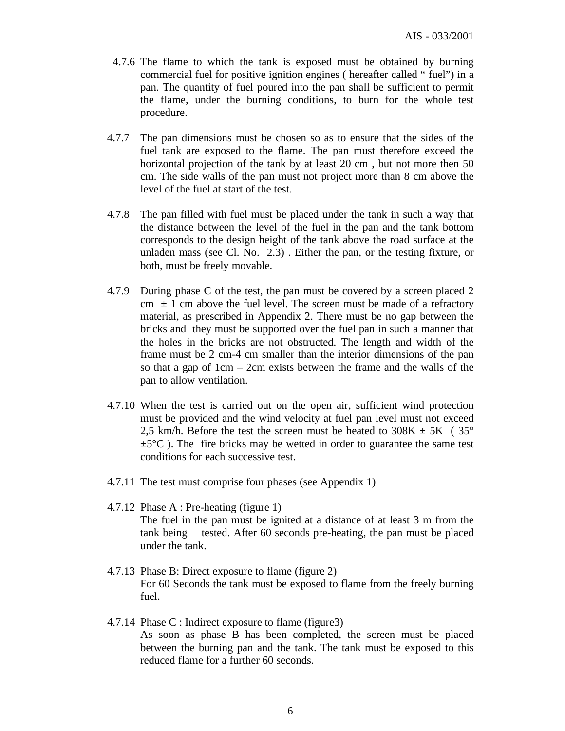4.7.6 The flame to which the tank is exposed must be obtained by burning commercial fuel for positive ignition engines ( hereafter called " fuel") in a pan. The quantity of fuel poured into the pan shall be sufficient to permit the flame, under the burning conditions, to burn for the whole test procedure.

4.7.7 The pan dimensions must be chosen so as to ensure that the sides of the fuel tank are exposed to the flame. The pan must therefore exceed the horizontal projection of the tank by at least 20 cm , but not more then 50 cm. The side walls of the pan must not project more than 8 cm above the level of the fuel at start of the test.

4.7.8 The pan filled with fuel must be placed under the tank in such a way that the distance between the level of the fuel in the pan and the tank bottom corresponds to the design height of the tank above the road surface at the unladen mass (see Cl. No. 2.3) . Either the pan, or the testing fixture, or both, must be freely movable.

4.7.9 During phase C of the test, the pan must be covered by a screen placed 2 cm ± 1 cm above the fuel level. The screen must be made of a refractory material, as prescribed in Appendix 2. There must be no gap between the bricks and they must be supported over the fuel pan in such a manner that the holes in the bricks are not obstructed. The length and width of the frame must be 2 cm-4 cm smaller than the interior dimensions of the pan so that a gap of 1cm – 2cm exists between the frame and the walls of the pan to allow ventilation.

4.7.10 When the test is carried out on the open air, sufficient wind protection must be provided and the wind velocity at fuel pan level must not exceed 2,5 km/h. Before the test the screen must be heated to 308K ± 5K ( 35° ±5°C ). The fire bricks may be wetted in order to guarantee the same test conditions for each successive test.

4.7.11 The test must comprise four phases (see Appendix 1)

4.7.12 Phase A : Pre-heating (figure 1)
The fuel in the pan must be ignited at a distance of at least 3 m from the tank being tested. After 60 seconds pre-heating, the pan must be placed under the tank.

4.7.13 Phase B: Direct exposure to flame (figure 2)
For 60 Seconds the tank must be exposed to flame from the freely burning fuel.

4.7.14 Phase C : Indirect exposure to flame (figure3)
As soon as phase B has been completed, the screen must be placed between the burning pan and the tank. The tank must be exposed to this reduced flame for a further 60 seconds.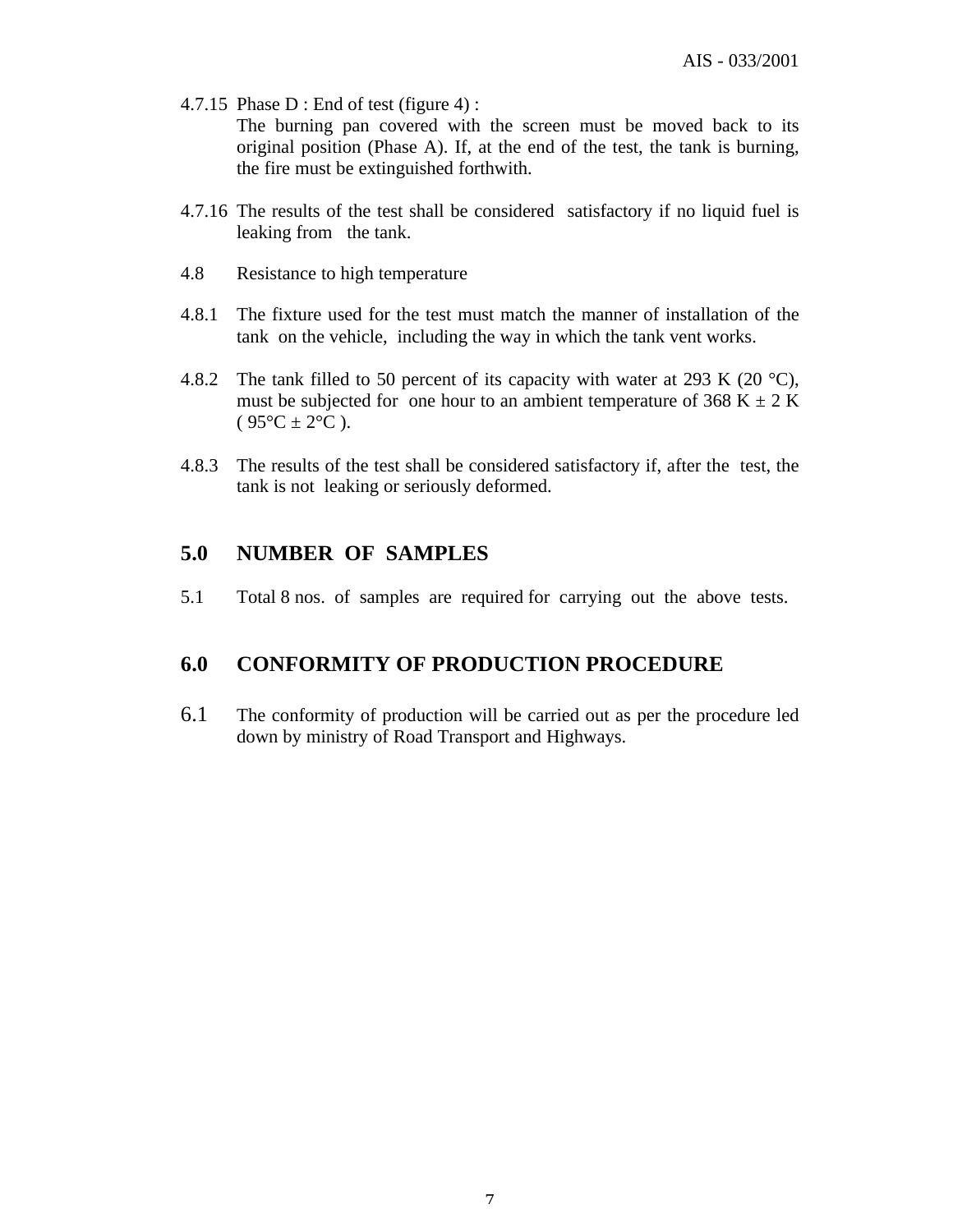4.7.15 Phase D : End of test (figure 4) :

The burning pan covered with the screen must be moved back to its original position (Phase A). If, at the end of the test, the tank is burning, the fire must be extinguished forthwith.

4.7.16 The results of the test shall be considered satisfactory if no liquid fuel is leaking from the tank.

4.8 Resistance to high temperature

4.8.1 The fixture used for the test must match the manner of installation of the tank on the vehicle, including the way in which the tank vent works.

4.8.2 The tank filled to 50 percent of its capacity with water at 293 K (20 °C), must be subjected for one hour to an ambient temperature of 368 K ± 2 K ( 95°C ± 2°C ).

4.8.3 The results of the test shall be considered satisfactory if, after the test, the tank is not leaking or seriously deformed.

## 5.0 NUMBER OF SAMPLES

5.1 Total 8 nos. of samples are required for carrying out the above tests.

## 6.0 CONFORMITY OF PRODUCTION PROCEDURE

6.1 The conformity of production will be carried out as per the procedure led down by ministry of Road Transport and Highways.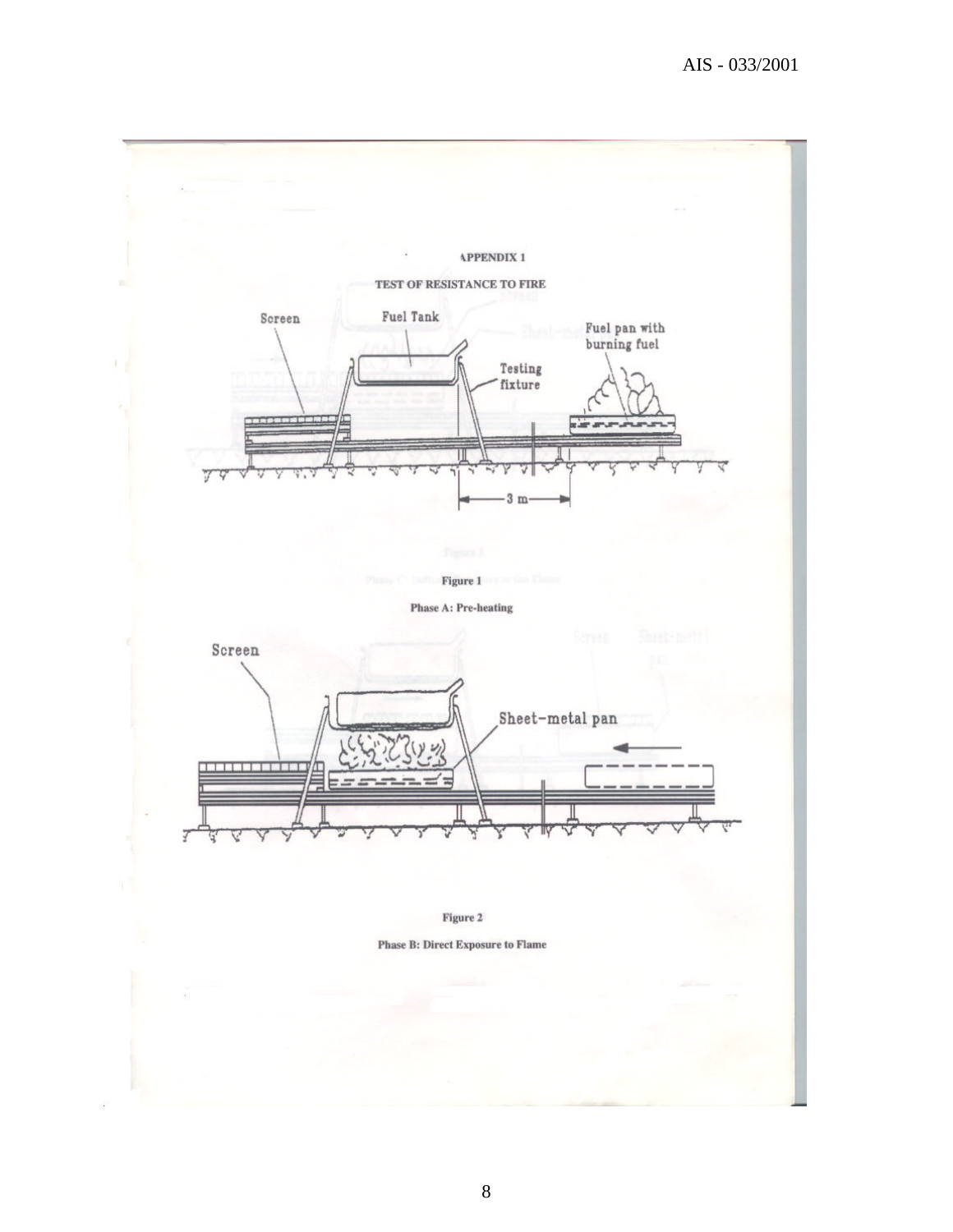**APPENDIX 1**

**TEST OF RESISTANCE TO FIRE**

Screen

Fuel Tank

Fuel pan with burning fuel

Testing fixture

3 m

**Figure 1**

**Phase A: Pre-heating**

Screen

Sheet-metal pan

**Figure 2**

**Phase B: Direct Exposure to Flame**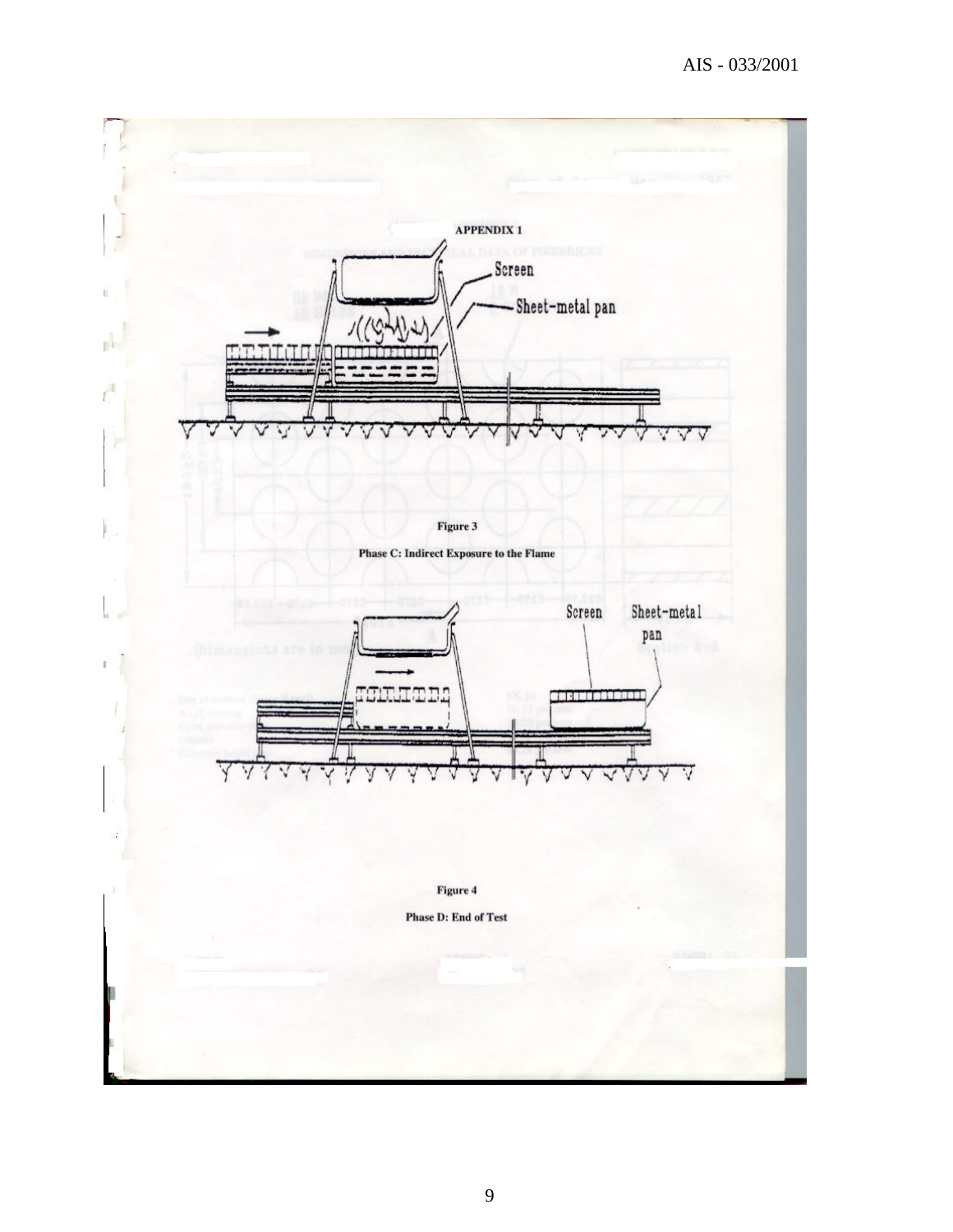APPENDIX 1

Screen

Sheet-metal pan

Figure 3

Phase C: Indirect Exposure to the Flame

Screen

Sheet-metal pan

Figure 4

Phase D: End of Test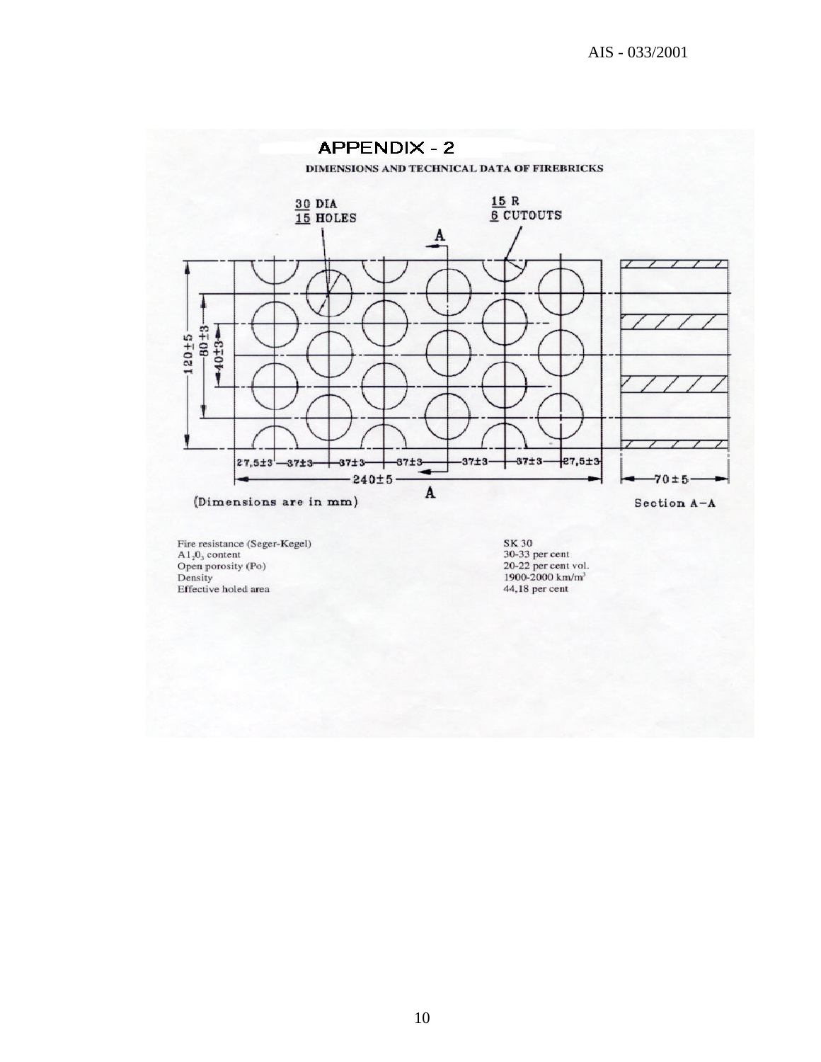# APPENDIX - 2

**DIMENSIONS AND TECHNICAL DATA OF FIREBRICKS**

30 DIA
15 HOLES

15 R
6 CUTOUTS

(Dimensions are in mm)

Section A–A

| | |
|---|---|
| Fire resistance (Seger-Kegel) | SK 30 |
| $Al_2O_3$ content | 30-33 per cent |
| Open porosity (Po) | 20-22 per cent vol. |
| Density | 1900-2000 km/m³ |
| Effective holed area | 44,18 per cent |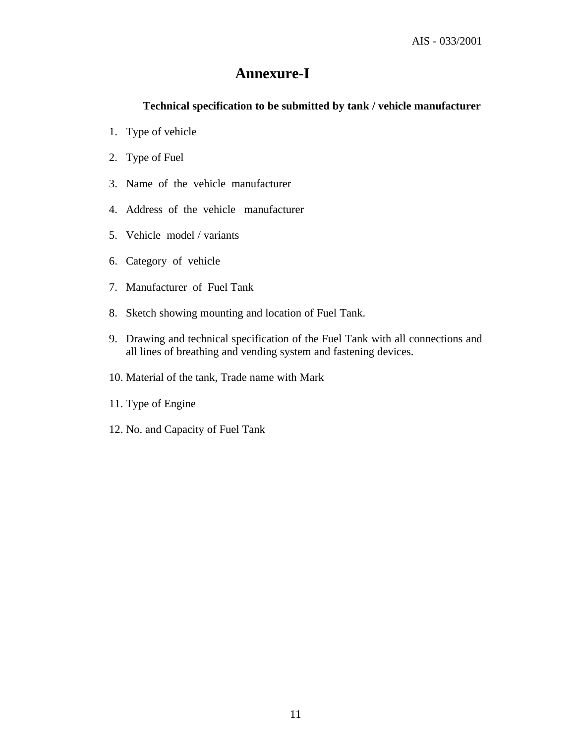# Annexure-I

**Technical specification to be submitted by tank / vehicle manufacturer**

1. Type of vehicle
2. Type of Fuel
3. Name of the vehicle manufacturer
4. Address of the vehicle manufacturer
5. Vehicle model / variants
6. Category of vehicle
7. Manufacturer of Fuel Tank
8. Sketch showing mounting and location of Fuel Tank.
9. Drawing and technical specification of the Fuel Tank with all connections and all lines of breathing and vending system and fastening devices.
10. Material of the tank, Trade name with Mark
11. Type of Engine
12. No. and Capacity of Fuel Tank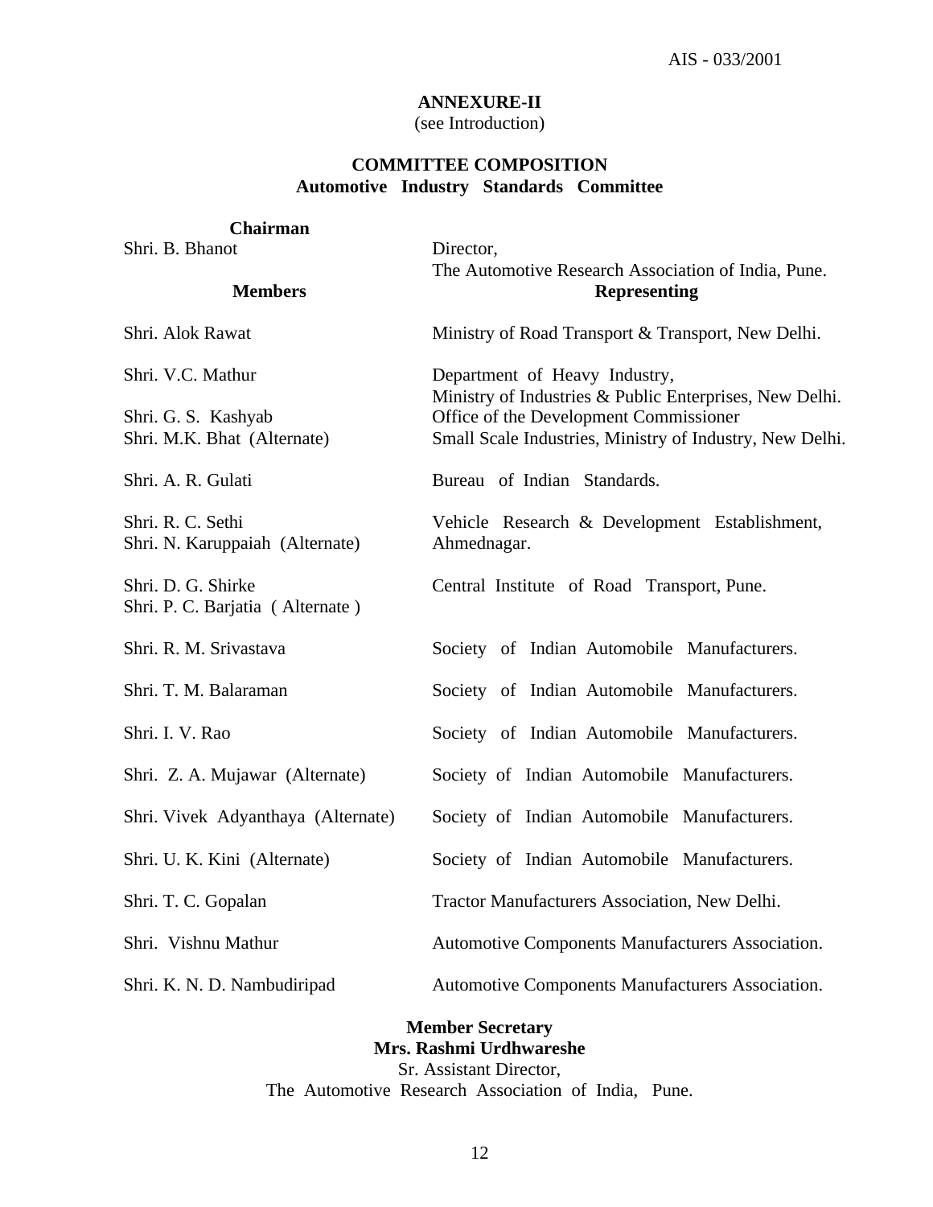**ANNEXURE-II**

(see Introduction)

**COMMITTEE COMPOSITION**

**Automotive Industry Standards Committee**

| **Chairman** | |
|---|---|
| Shri. B. Bhanot | Director, The Automotive Research Association of India, Pune. |
| **Members** | **Representing** |
| Shri. Alok Rawat | Ministry of Road Transport & Transport, New Delhi. |
| Shri. V.C. Mathur | Department of Heavy Industry, Ministry of Industries & Public Enterprises, New Delhi. |
| Shri. G. S. Kashyab<br>Shri. M.K. Bhat (Alternate) | Office of the Development Commissioner Small Scale Industries, Ministry of Industry, New Delhi. |
| Shri. A. R. Gulati | Bureau of Indian Standards. |
| Shri. R. C. Sethi<br>Shri. N. Karuppaiah (Alternate) | Vehicle Research & Development Establishment, Ahmednagar. |
| Shri. D. G. Shirke<br>Shri. P. C. Barjatia ( Alternate ) | Central Institute of Road Transport, Pune. |
| Shri. R. M. Srivastava | Society of Indian Automobile Manufacturers. |
| Shri. T. M. Balaraman | Society of Indian Automobile Manufacturers. |
| Shri. I. V. Rao | Society of Indian Automobile Manufacturers. |
| Shri. Z. A. Mujawar (Alternate) | Society of Indian Automobile Manufacturers. |
| Shri. Vivek Adyanthaya (Alternate) | Society of Indian Automobile Manufacturers. |
| Shri. U. K. Kini (Alternate) | Society of Indian Automobile Manufacturers. |
| Shri. T. C. Gopalan | Tractor Manufacturers Association, New Delhi. |
| Shri. Vishnu Mathur | Automotive Components Manufacturers Association. |
| Shri. K. N. D. Nambudiripad | Automotive Components Manufacturers Association. |

**Member Secretary**

**Mrs. Rashmi Urdhwareshe**

Sr. Assistant Director,

The Automotive Research Association of India, Pune.